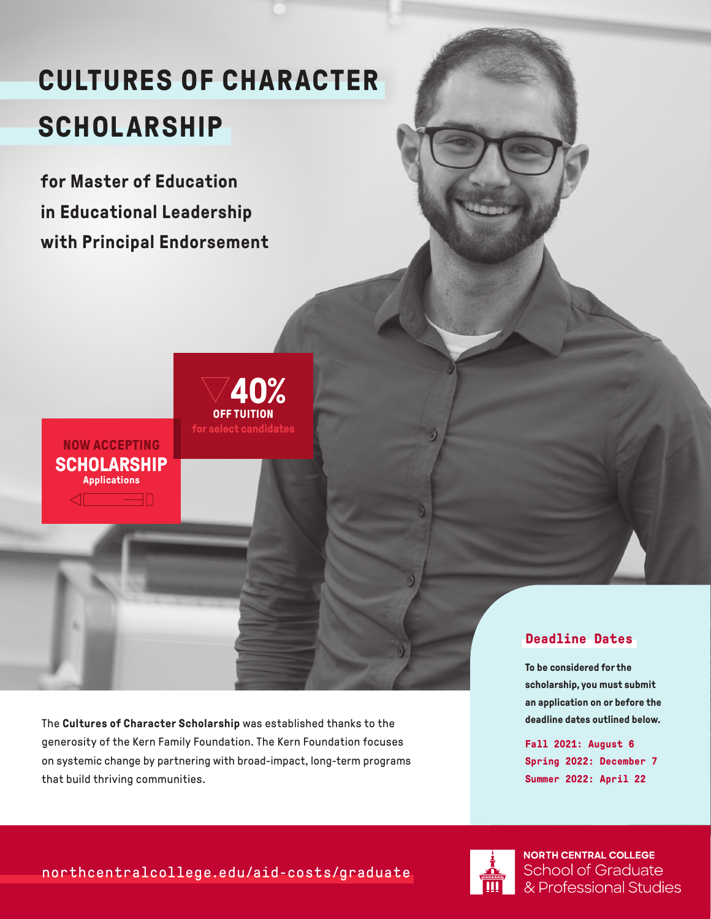# CULTURES OF CHARACTER SCHOLARSHIP

**for Master of Education in Educational Leadership with Principal Endorsement**

**40% OFF TUITION**
for select candidates

**NOW ACCEPTING SCHOLARSHIP Applications**

The **Cultures of Character Scholarship** was established thanks to the generosity of the Kern Family Foundation. The Kern Foundation focuses on systemic change by partnering with broad-impact, long-term programs that build thriving communities.

## Deadline Dates

**To be considered for the scholarship, you must submit an application on or before the deadline dates outlined below.**

- **Fall 2021: August 6**
- **Spring 2022: December 7**
- **Summer 2022: April 22**

northcentralcollege.edu/aid-costs/graduate

**NORTH CENTRAL COLLEGE**
School of Graduate & Professional Studies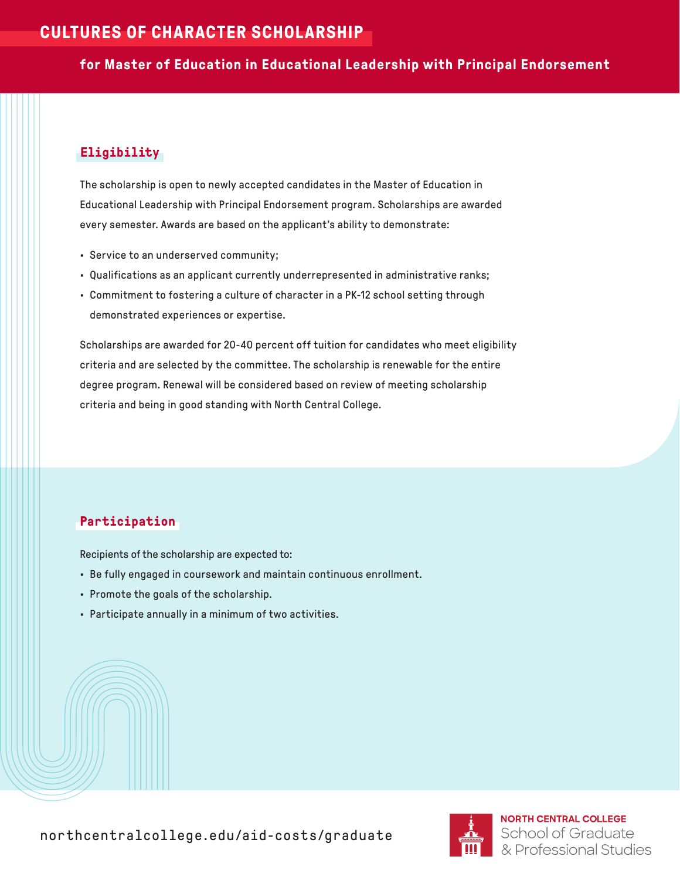# CULTURES OF CHARACTER SCHOLARSHIP

**for Master of Education in Educational Leadership with Principal Endorsement**

## Eligibility

The scholarship is open to newly accepted candidates in the Master of Education in Educational Leadership with Principal Endorsement program. Scholarships are awarded every semester. Awards are based on the applicant's ability to demonstrate:

- Service to an underserved community;
- Qualifications as an applicant currently underrepresented in administrative ranks;
- Commitment to fostering a culture of character in a PK-12 school setting through demonstrated experiences or expertise.

Scholarships are awarded for 20-40 percent off tuition for candidates who meet eligibility criteria and are selected by the committee. The scholarship is renewable for the entire degree program. Renewal will be considered based on review of meeting scholarship criteria and being in good standing with North Central College.

## Participation

Recipients of the scholarship are expected to:

- Be fully engaged in coursework and maintain continuous enrollment.
- Promote the goals of the scholarship.
- Participate annually in a minimum of two activities.

northcentralcollege.edu/aid-costs/graduate

NORTH CENTRAL COLLEGE
School of Graduate & Professional Studies